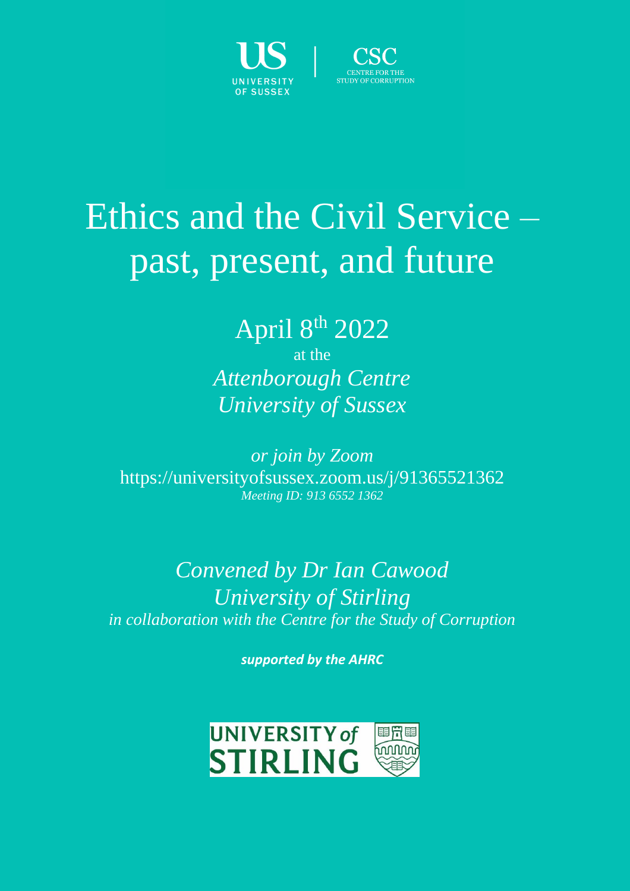US
UNIVERSITY OF SUSSEX

CSC
CENTRE FOR THE STUDY OF CORRUPTION

# Ethics and the Civil Service – past, present, and future

April 8th 2022

at the

*Attenborough Centre*
*University of Sussex*

*or join by Zoom*
https://universityofsussex.zoom.us/j/91365521362
*Meeting ID: 913 6552 1362*

*Convened by Dr Ian Cawood*
*University of Stirling*
*in collaboration with the Centre for the Study of Corruption*

***supported by the AHRC***

UNIVERSITY of STIRLING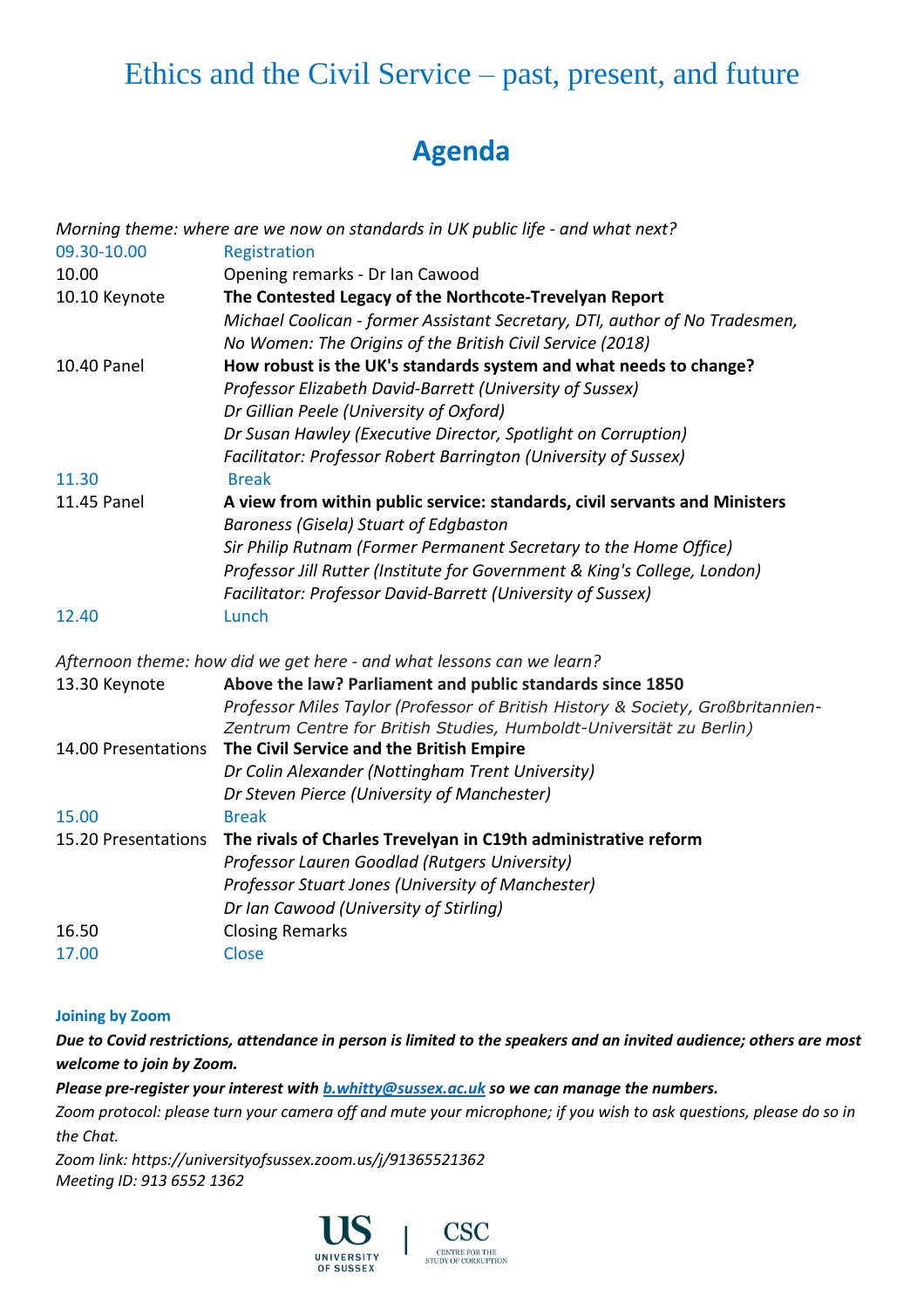# Ethics and the Civil Service – past, present, and future

## Agenda

*Morning theme: where are we now on standards in UK public life - and what next?*

| | |
|---|---|
| 09.30-10.00 | Registration |
| 10.00 | Opening remarks - Dr Ian Cawood |
| 10.10 Keynote | **The Contested Legacy of the Northcote-Trevelyan Report**<br>*Michael Coolican - former Assistant Secretary, DTI, author of No Tradesmen, No Women: The Origins of the British Civil Service (2018)* |
| 10.40 Panel | **How robust is the UK's standards system and what needs to change?**<br>*Professor Elizabeth David-Barrett (University of Sussex)*<br>*Dr Gillian Peele (University of Oxford)*<br>*Dr Susan Hawley (Executive Director, Spotlight on Corruption)*<br>*Facilitator: Professor Robert Barrington (University of Sussex)* |
| 11.30 | Break |
| 11.45 Panel | **A view from within public service: standards, civil servants and Ministers**<br>*Baroness (Gisela) Stuart of Edgbaston*<br>*Sir Philip Rutnam (Former Permanent Secretary to the Home Office)*<br>*Professor Jill Rutter (Institute for Government & King's College, London)*<br>*Facilitator: Professor David-Barrett (University of Sussex)* |
| 12.40 | Lunch |

*Afternoon theme: how did we get here - and what lessons can we learn?*

| | |
|---|---|
| 13.30 Keynote | **Above the law? Parliament and public standards since 1850**<br>*Professor Miles Taylor (Professor of British History & Society, Großbritannien-Zentrum Centre for British Studies, Humboldt-Universität zu Berlin)* |
| 14.00 Presentations | **The Civil Service and the British Empire**<br>*Dr Colin Alexander (Nottingham Trent University)*<br>*Dr Steven Pierce (University of Manchester)* |
| 15.00 | Break |
| 15.20 Presentations | **The rivals of Charles Trevelyan in C19th administrative reform**<br>*Professor Lauren Goodlad (Rutgers University)*<br>*Professor Stuart Jones (University of Manchester)*<br>*Dr Ian Cawood (University of Stirling)* |
| 16.50 | Closing Remarks |
| 17.00 | Close |

**Joining by Zoom**

***Due to Covid restrictions, attendance in person is limited to the speakers and an invited audience; others are most welcome to join by Zoom.***

***Please pre-register your interest with b.whitty@sussex.ac.uk so we can manage the numbers.***

*Zoom protocol: please turn your camera off and mute your microphone; if you wish to ask questions, please do so in the Chat.*

*Zoom link: https://universityofsussex.zoom.us/j/91365521362*
*Meeting ID: 913 6552 1362*

US UNIVERSITY OF SUSSEX | CSC CENTRE FOR THE STUDY OF CORRUPTION